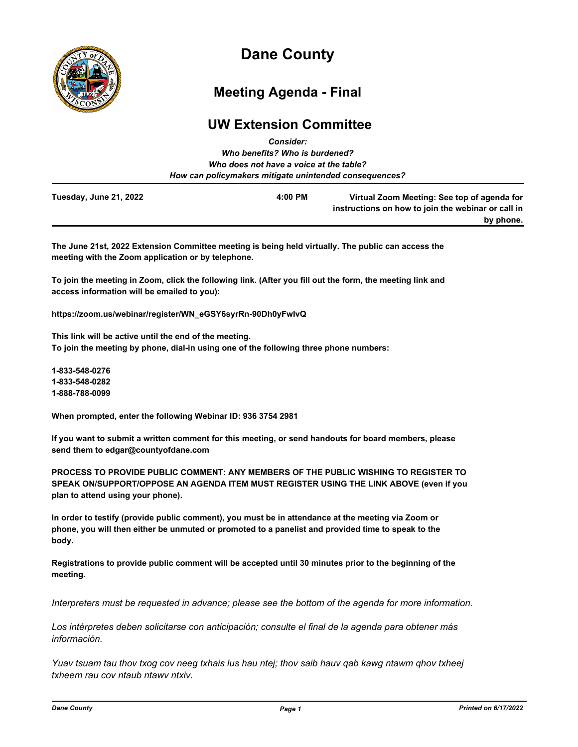# Dane County

## Meeting Agenda - Final

## UW Extension Committee

*Consider:*
*Who benefits? Who is burdened?*
*Who does not have a voice at the table?*
*How can policymakers mitigate unintended consequences?*

**Tuesday, June 21, 2022** | **4:00 PM** | **Virtual Zoom Meeting: See top of agenda for instructions on how to join the webinar or call in by phone.**

**The June 21st, 2022 Extension Committee meeting is being held virtually. The public can access the meeting with the Zoom application or by telephone.**

**To join the meeting in Zoom, click the following link. (After you fill out the form, the meeting link and access information will be emailed to you):**

**https://zoom.us/webinar/register/WN_eGSY6syrRn-90Dh0yFwlvQ**

**This link will be active until the end of the meeting.**
**To join the meeting by phone, dial-in using one of the following three phone numbers:**

**1-833-548-0276**
**1-833-548-0282**
**1-888-788-0099**

**When prompted, enter the following Webinar ID: 936 3754 2981**

**If you want to submit a written comment for this meeting, or send handouts for board members, please send them to edgar@countyofdane.com**

**PROCESS TO PROVIDE PUBLIC COMMENT: ANY MEMBERS OF THE PUBLIC WISHING TO REGISTER TO SPEAK ON/SUPPORT/OPPOSE AN AGENDA ITEM MUST REGISTER USING THE LINK ABOVE (even if you plan to attend using your phone).**

**In order to testify (provide public comment), you must be in attendance at the meeting via Zoom or phone, you will then either be unmuted or promoted to a panelist and provided time to speak to the body.**

**Registrations to provide public comment will be accepted until 30 minutes prior to the beginning of the meeting.**

*Interpreters must be requested in advance; please see the bottom of the agenda for more information.*

*Los intérpretes deben solicitarse con anticipación; consulte el final de la agenda para obtener más información.*

*Yuav tsuam tau thov txog cov neeg txhais lus hau ntej; thov saib hauv qab kawg ntawm qhov txheej txheem rau cov ntaub ntawv ntxiv.*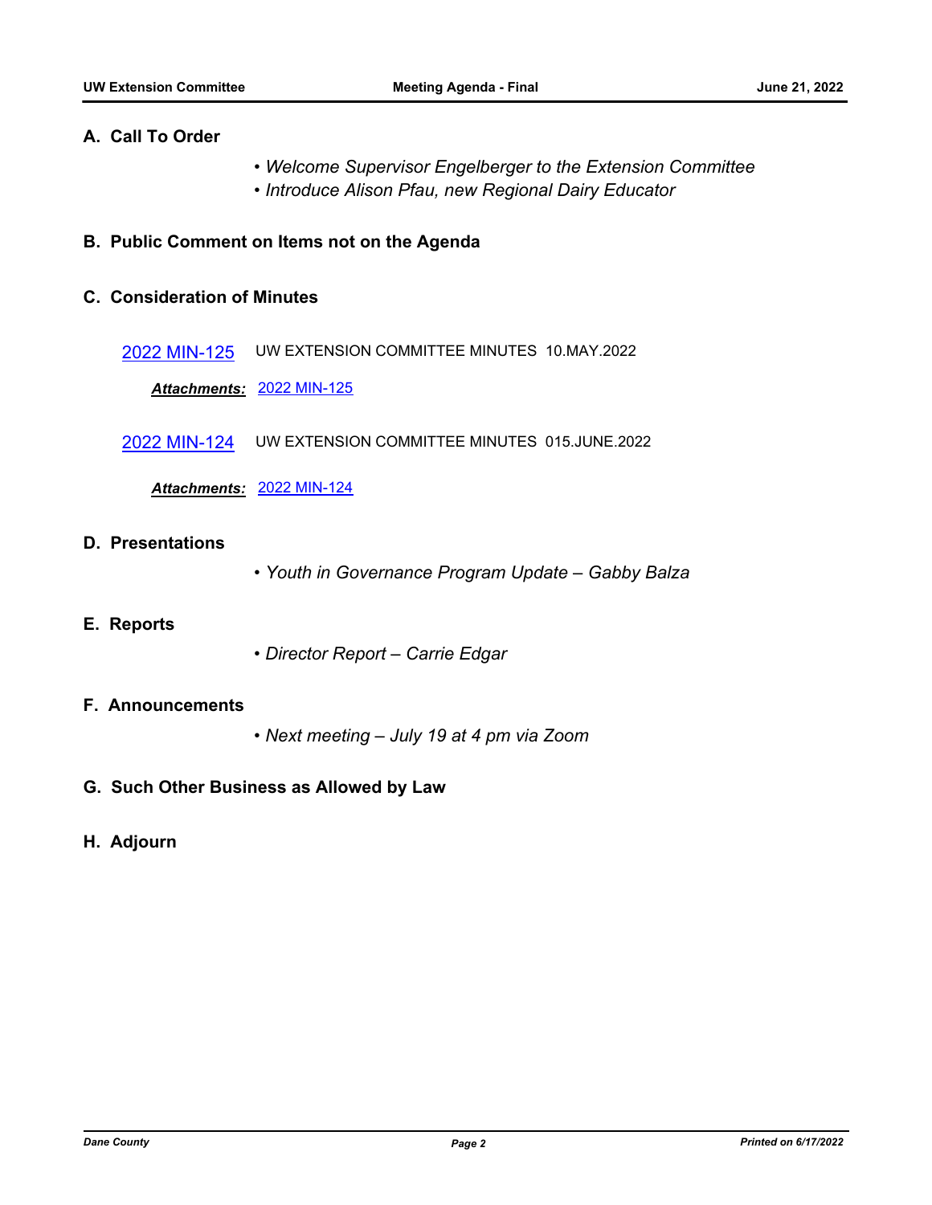## A. Call To Order

- *Welcome Supervisor Engelberger to the Extension Committee*
- *Introduce Alison Pfau, new Regional Dairy Educator*

## B. Public Comment on Items not on the Agenda

## C. Consideration of Minutes

2022 MIN-125 UW EXTENSION COMMITTEE MINUTES 10.MAY.2022

***Attachments:*** 2022 MIN-125

2022 MIN-124 UW EXTENSION COMMITTEE MINUTES 015.JUNE.2022

***Attachments:*** 2022 MIN-124

## D. Presentations

- *Youth in Governance Program Update – Gabby Balza*

## E. Reports

- *Director Report – Carrie Edgar*

## F. Announcements

- *Next meeting – July 19 at 4 pm via Zoom*

## G. Such Other Business as Allowed by Law

## H. Adjourn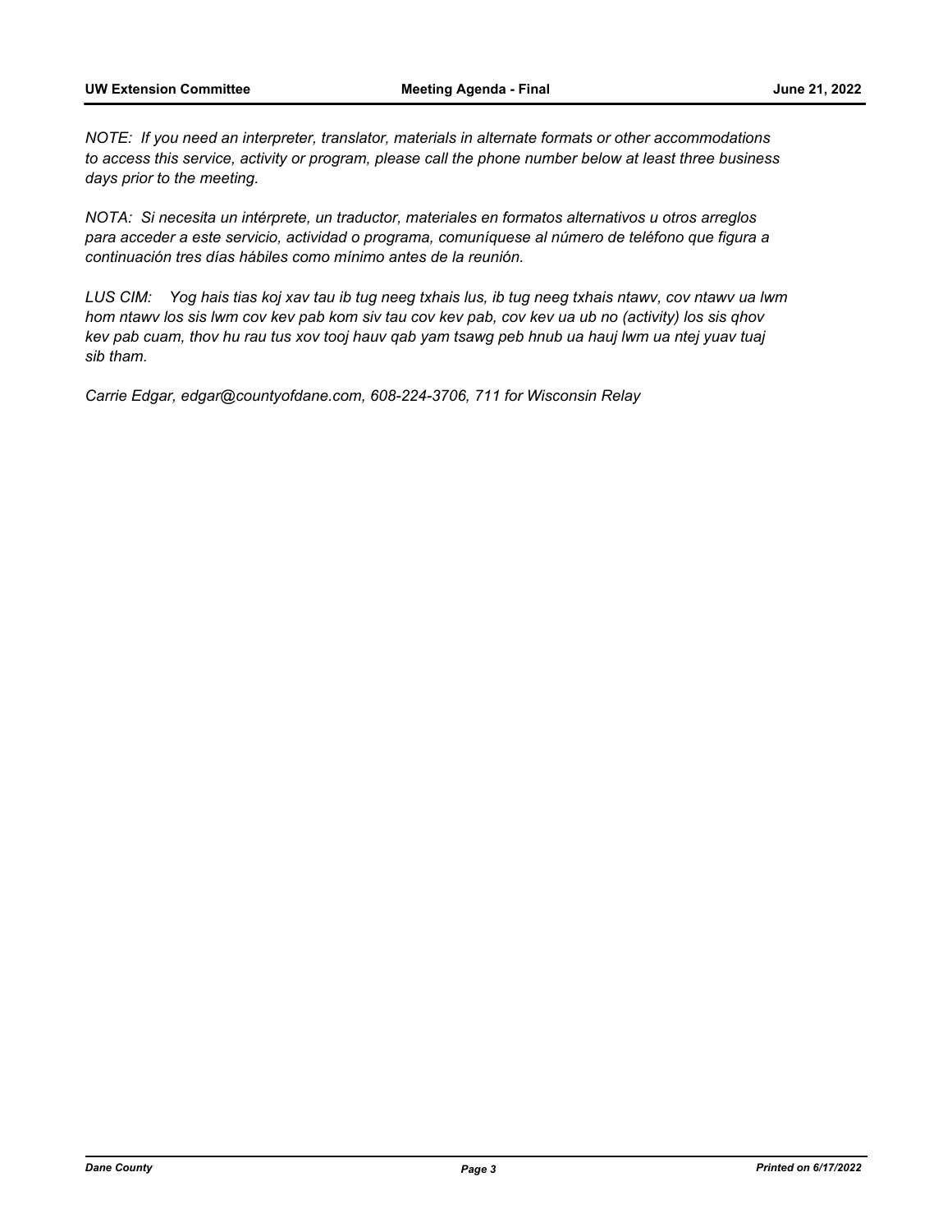*NOTE: If you need an interpreter, translator, materials in alternate formats or other accommodations to access this service, activity or program, please call the phone number below at least three business days prior to the meeting.*

*NOTA: Si necesita un intérprete, un traductor, materiales en formatos alternativos u otros arreglos para acceder a este servicio, actividad o programa, comuníquese al número de teléfono que figura a continuación tres días hábiles como mínimo antes de la reunión.*

*LUS CIM: Yog hais tias koj xav tau ib tug neeg txhais lus, ib tug neeg txhais ntawv, cov ntawv ua lwm hom ntawv los sis lwm cov kev pab kom siv tau cov kev pab, cov kev ua ub no (activity) los sis qhov kev pab cuam, thov hu rau tus xov tooj hauv qab yam tsawg peb hnub ua hauj lwm ua ntej yuav tuaj sib tham.*

*Carrie Edgar, edgar@countyofdane.com, 608-224-3706, 711 for Wisconsin Relay*